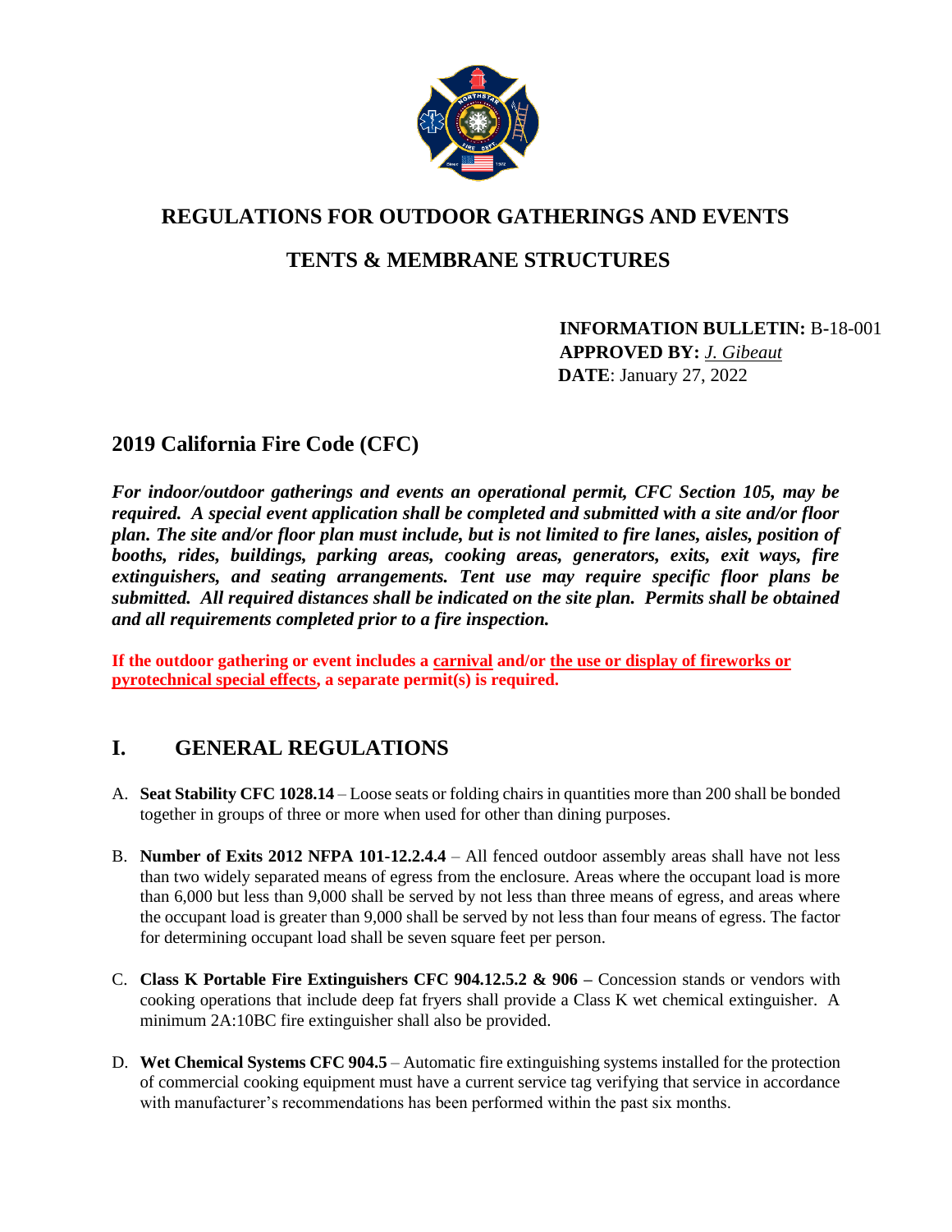# REGULATIONS FOR OUTDOOR GATHERINGS AND EVENTS

## TENTS & MEMBRANE STRUCTURES

**INFORMATION BULLETIN:** B-18-001
**APPROVED BY:** *J. Gibeaut*
**DATE**: January 27, 2022

## 2019 California Fire Code (CFC)

***For indoor/outdoor gatherings and events an operational permit, CFC Section 105, may be required. A special event application shall be completed and submitted with a site and/or floor plan. The site and/or floor plan must include, but is not limited to fire lanes, aisles, position of booths, rides, buildings, parking areas, cooking areas, generators, exits, exit ways, fire extinguishers, and seating arrangements. Tent use may require specific floor plans be submitted. All required distances shall be indicated on the site plan. Permits shall be obtained and all requirements completed prior to a fire inspection.***

**If the outdoor gathering or event includes a carnival and/or the use or display of fireworks or pyrotechnical special effects, a separate permit(s) is required.**

## I. GENERAL REGULATIONS

A. **Seat Stability CFC 1028.14** – Loose seats or folding chairs in quantities more than 200 shall be bonded together in groups of three or more when used for other than dining purposes.

B. **Number of Exits 2012 NFPA 101-12.2.4.4** – All fenced outdoor assembly areas shall have not less than two widely separated means of egress from the enclosure. Areas where the occupant load is more than 6,000 but less than 9,000 shall be served by not less than three means of egress, and areas where the occupant load is greater than 9,000 shall be served by not less than four means of egress. The factor for determining occupant load shall be seven square feet per person.

C. **Class K Portable Fire Extinguishers CFC 904.12.5.2 & 906 –** Concession stands or vendors with cooking operations that include deep fat fryers shall provide a Class K wet chemical extinguisher. A minimum 2A:10BC fire extinguisher shall also be provided.

D. **Wet Chemical Systems CFC 904.5** – Automatic fire extinguishing systems installed for the protection of commercial cooking equipment must have a current service tag verifying that service in accordance with manufacturer's recommendations has been performed within the past six months.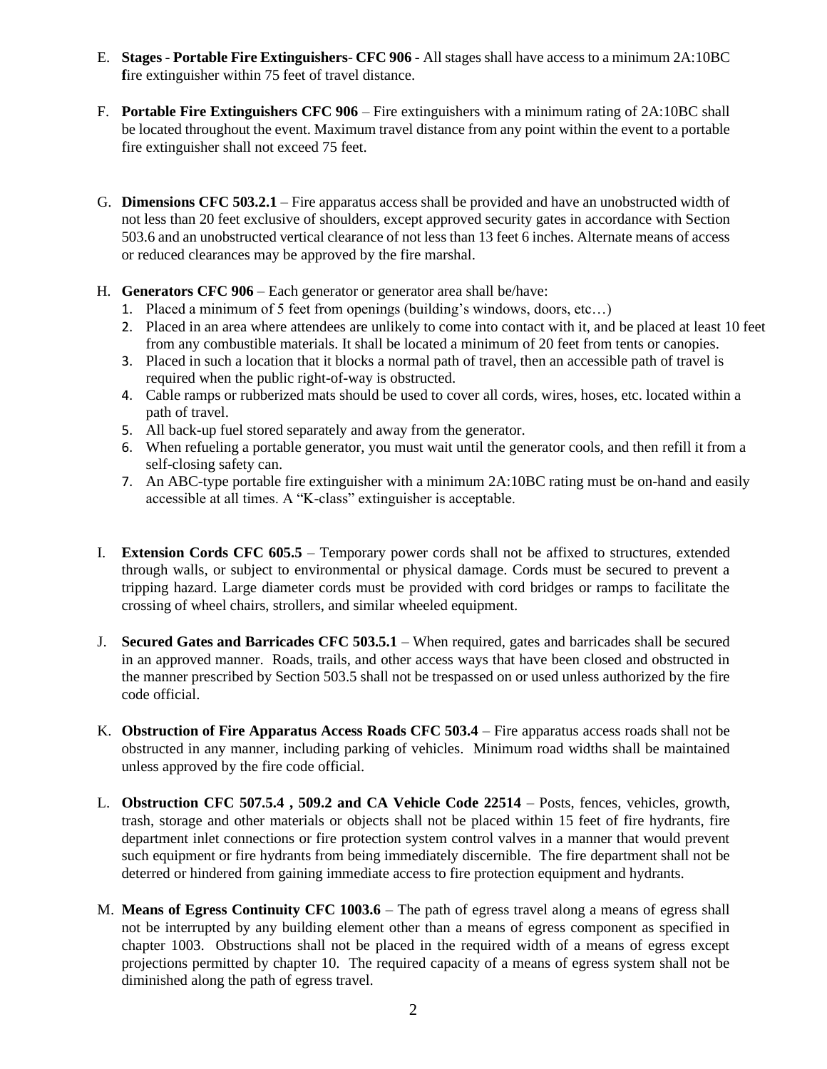E. **Stages - Portable Fire Extinguishers- CFC 906 -** All stages shall have access to a minimum 2A:10BC **f**ire extinguisher within 75 feet of travel distance.

F. **Portable Fire Extinguishers CFC 906** – Fire extinguishers with a minimum rating of 2A:10BC shall be located throughout the event. Maximum travel distance from any point within the event to a portable fire extinguisher shall not exceed 75 feet.

G. **Dimensions CFC 503.2.1** – Fire apparatus access shall be provided and have an unobstructed width of not less than 20 feet exclusive of shoulders, except approved security gates in accordance with Section 503.6 and an unobstructed vertical clearance of not less than 13 feet 6 inches. Alternate means of access or reduced clearances may be approved by the fire marshal.

H. **Generators CFC 906** – Each generator or generator area shall be/have:
   1. Placed a minimum of 5 feet from openings (building's windows, doors, etc…)
   2. Placed in an area where attendees are unlikely to come into contact with it, and be placed at least 10 feet from any combustible materials. It shall be located a minimum of 20 feet from tents or canopies.
   3. Placed in such a location that it blocks a normal path of travel, then an accessible path of travel is required when the public right-of-way is obstructed.
   4. Cable ramps or rubberized mats should be used to cover all cords, wires, hoses, etc. located within a path of travel.
   5. All back-up fuel stored separately and away from the generator.
   6. When refueling a portable generator, you must wait until the generator cools, and then refill it from a self-closing safety can.
   7. An ABC-type portable fire extinguisher with a minimum 2A:10BC rating must be on-hand and easily accessible at all times. A "K-class" extinguisher is acceptable.

I. **Extension Cords CFC 605.5** – Temporary power cords shall not be affixed to structures, extended through walls, or subject to environmental or physical damage. Cords must be secured to prevent a tripping hazard. Large diameter cords must be provided with cord bridges or ramps to facilitate the crossing of wheel chairs, strollers, and similar wheeled equipment.

J. **Secured Gates and Barricades CFC 503.5.1** – When required, gates and barricades shall be secured in an approved manner. Roads, trails, and other access ways that have been closed and obstructed in the manner prescribed by Section 503.5 shall not be trespassed on or used unless authorized by the fire code official.

K. **Obstruction of Fire Apparatus Access Roads CFC 503.4** – Fire apparatus access roads shall not be obstructed in any manner, including parking of vehicles. Minimum road widths shall be maintained unless approved by the fire code official.

L. **Obstruction CFC 507.5.4 , 509.2 and CA Vehicle Code 22514** – Posts, fences, vehicles, growth, trash, storage and other materials or objects shall not be placed within 15 feet of fire hydrants, fire department inlet connections or fire protection system control valves in a manner that would prevent such equipment or fire hydrants from being immediately discernible. The fire department shall not be deterred or hindered from gaining immediate access to fire protection equipment and hydrants.

M. **Means of Egress Continuity CFC 1003.6** – The path of egress travel along a means of egress shall not be interrupted by any building element other than a means of egress component as specified in chapter 1003. Obstructions shall not be placed in the required width of a means of egress except projections permitted by chapter 10. The required capacity of a means of egress system shall not be diminished along the path of egress travel.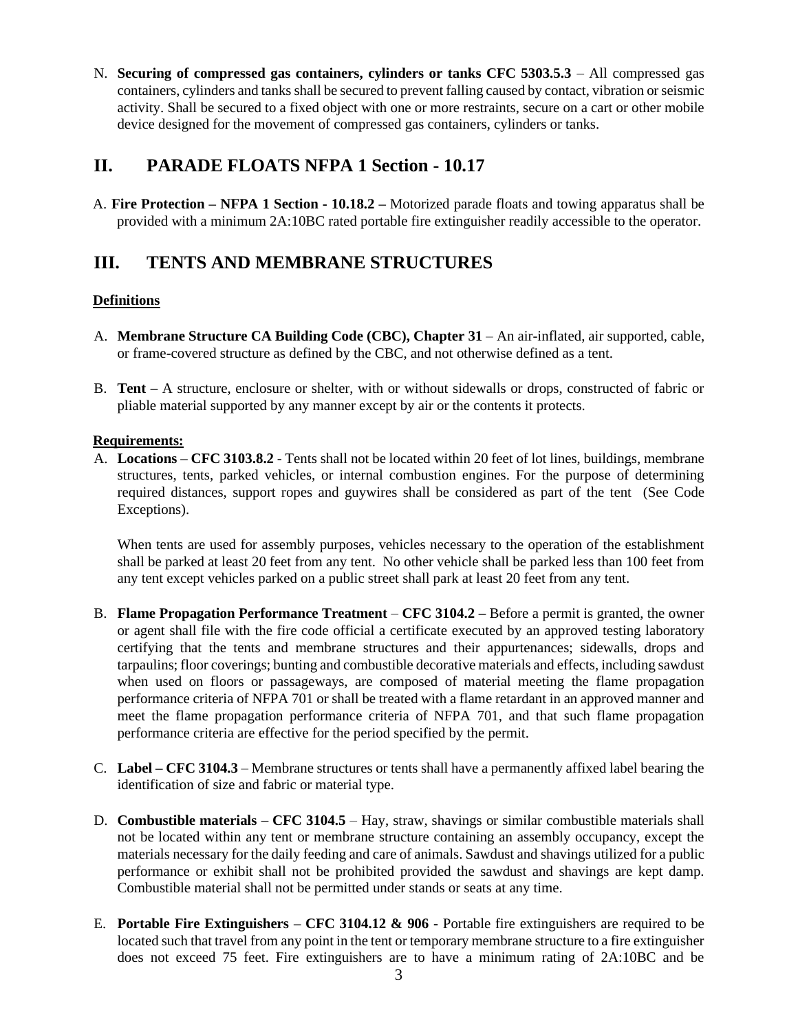N. **Securing of compressed gas containers, cylinders or tanks CFC 5303.5.3** – All compressed gas containers, cylinders and tanks shall be secured to prevent falling caused by contact, vibration or seismic activity. Shall be secured to a fixed object with one or more restraints, secure on a cart or other mobile device designed for the movement of compressed gas containers, cylinders or tanks.

## II. PARADE FLOATS NFPA 1 Section - 10.17

A. **Fire Protection – NFPA 1 Section - 10.18.2 –** Motorized parade floats and towing apparatus shall be provided with a minimum 2A:10BC rated portable fire extinguisher readily accessible to the operator.

## III. TENTS AND MEMBRANE STRUCTURES

**Definitions**

A. **Membrane Structure CA Building Code (CBC), Chapter 31** – An air-inflated, air supported, cable, or frame-covered structure as defined by the CBC, and not otherwise defined as a tent.

B. **Tent –** A structure, enclosure or shelter, with or without sidewalls or drops, constructed of fabric or pliable material supported by any manner except by air or the contents it protects.

**Requirements:**

A. **Locations – CFC 3103.8.2** - Tents shall not be located within 20 feet of lot lines, buildings, membrane structures, tents, parked vehicles, or internal combustion engines. For the purpose of determining required distances, support ropes and guywires shall be considered as part of the tent (See Code Exceptions).

   When tents are used for assembly purposes, vehicles necessary to the operation of the establishment shall be parked at least 20 feet from any tent. No other vehicle shall be parked less than 100 feet from any tent except vehicles parked on a public street shall park at least 20 feet from any tent.

B. **Flame Propagation Performance Treatment** – **CFC 3104.2 –** Before a permit is granted, the owner or agent shall file with the fire code official a certificate executed by an approved testing laboratory certifying that the tents and membrane structures and their appurtenances; sidewalls, drops and tarpaulins; floor coverings; bunting and combustible decorative materials and effects, including sawdust when used on floors or passageways, are composed of material meeting the flame propagation performance criteria of NFPA 701 or shall be treated with a flame retardant in an approved manner and meet the flame propagation performance criteria of NFPA 701, and that such flame propagation performance criteria are effective for the period specified by the permit.

C. **Label – CFC 3104.3** – Membrane structures or tents shall have a permanently affixed label bearing the identification of size and fabric or material type.

D. **Combustible materials – CFC 3104.5** – Hay, straw, shavings or similar combustible materials shall not be located within any tent or membrane structure containing an assembly occupancy, except the materials necessary for the daily feeding and care of animals. Sawdust and shavings utilized for a public performance or exhibit shall not be prohibited provided the sawdust and shavings are kept damp. Combustible material shall not be permitted under stands or seats at any time.

E. **Portable Fire Extinguishers – CFC 3104.12 & 906 -** Portable fire extinguishers are required to be located such that travel from any point in the tent or temporary membrane structure to a fire extinguisher does not exceed 75 feet. Fire extinguishers are to have a minimum rating of 2A:10BC and be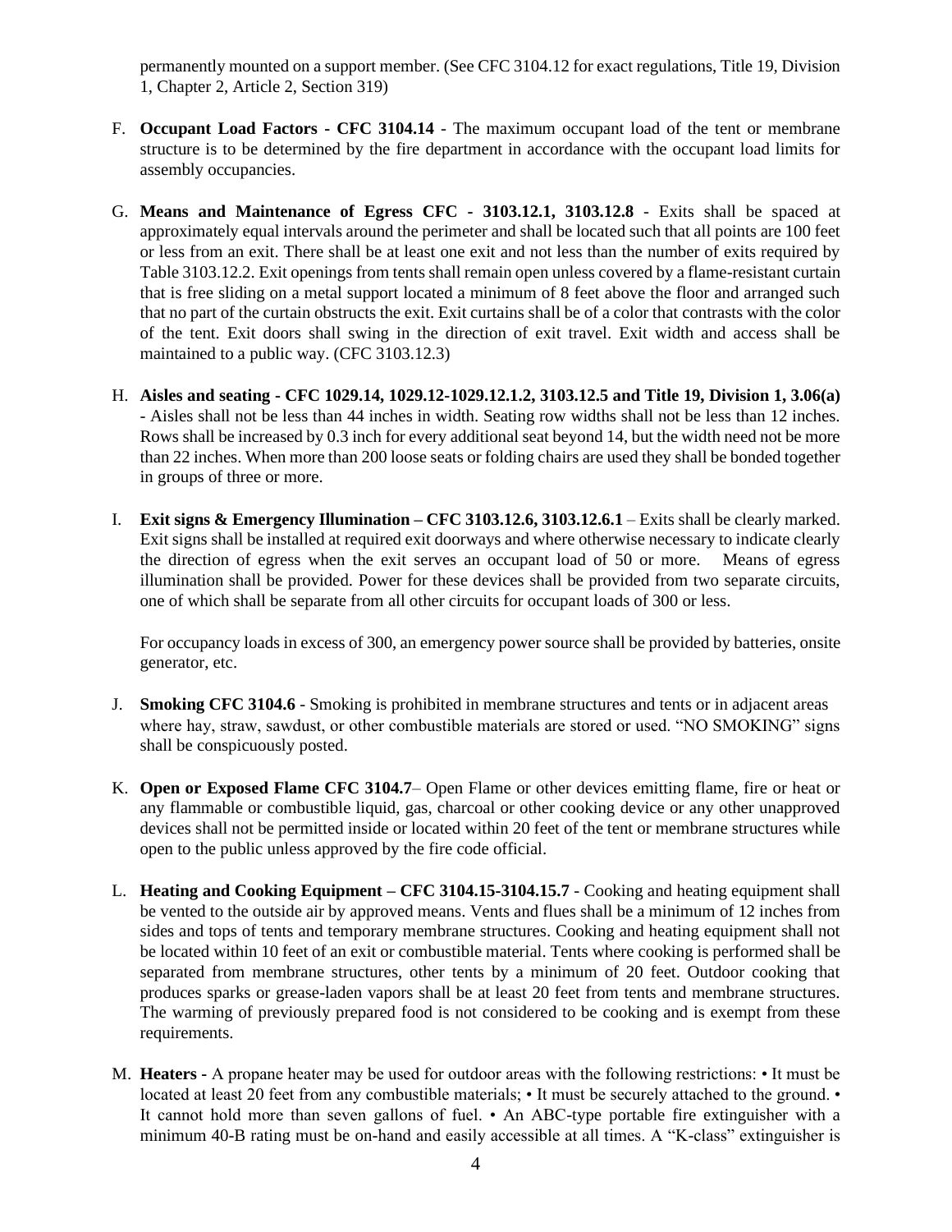permanently mounted on a support member. (See CFC 3104.12 for exact regulations, Title 19, Division 1, Chapter 2, Article 2, Section 319)

F. **Occupant Load Factors - CFC 3104.14** - The maximum occupant load of the tent or membrane structure is to be determined by the fire department in accordance with the occupant load limits for assembly occupancies.

G. **Means and Maintenance of Egress CFC - 3103.12.1, 3103.12.8** - Exits shall be spaced at approximately equal intervals around the perimeter and shall be located such that all points are 100 feet or less from an exit. There shall be at least one exit and not less than the number of exits required by Table 3103.12.2. Exit openings from tents shall remain open unless covered by a flame-resistant curtain that is free sliding on a metal support located a minimum of 8 feet above the floor and arranged such that no part of the curtain obstructs the exit. Exit curtains shall be of a color that contrasts with the color of the tent. Exit doors shall swing in the direction of exit travel. Exit width and access shall be maintained to a public way. (CFC 3103.12.3)

H. **Aisles and seating - CFC 1029.14, 1029.12-1029.12.1.2, 3103.12.5 and Title 19, Division 1, 3.06(a)** - Aisles shall not be less than 44 inches in width. Seating row widths shall not be less than 12 inches. Rows shall be increased by 0.3 inch for every additional seat beyond 14, but the width need not be more than 22 inches. When more than 200 loose seats or folding chairs are used they shall be bonded together in groups of three or more.

I. **Exit signs & Emergency Illumination – CFC 3103.12.6, 3103.12.6.1** – Exits shall be clearly marked. Exit signs shall be installed at required exit doorways and where otherwise necessary to indicate clearly the direction of egress when the exit serves an occupant load of 50 or more. Means of egress illumination shall be provided. Power for these devices shall be provided from two separate circuits, one of which shall be separate from all other circuits for occupant loads of 300 or less.

   For occupancy loads in excess of 300, an emergency power source shall be provided by batteries, onsite generator, etc.

J. **Smoking CFC 3104.6** - Smoking is prohibited in membrane structures and tents or in adjacent areas where hay, straw, sawdust, or other combustible materials are stored or used. "NO SMOKING" signs shall be conspicuously posted.

K. **Open or Exposed Flame CFC 3104.7**– Open Flame or other devices emitting flame, fire or heat or any flammable or combustible liquid, gas, charcoal or other cooking device or any other unapproved devices shall not be permitted inside or located within 20 feet of the tent or membrane structures while open to the public unless approved by the fire code official.

L. **Heating and Cooking Equipment – CFC 3104.15-3104.15.7** - Cooking and heating equipment shall be vented to the outside air by approved means. Vents and flues shall be a minimum of 12 inches from sides and tops of tents and temporary membrane structures. Cooking and heating equipment shall not be located within 10 feet of an exit or combustible material. Tents where cooking is performed shall be separated from membrane structures, other tents by a minimum of 20 feet. Outdoor cooking that produces sparks or grease-laden vapors shall be at least 20 feet from tents and membrane structures. The warming of previously prepared food is not considered to be cooking and is exempt from these requirements.

M. **Heaters** - A propane heater may be used for outdoor areas with the following restrictions: • It must be located at least 20 feet from any combustible materials; • It must be securely attached to the ground. • It cannot hold more than seven gallons of fuel. • An ABC-type portable fire extinguisher with a minimum 40-B rating must be on-hand and easily accessible at all times. A "K-class" extinguisher is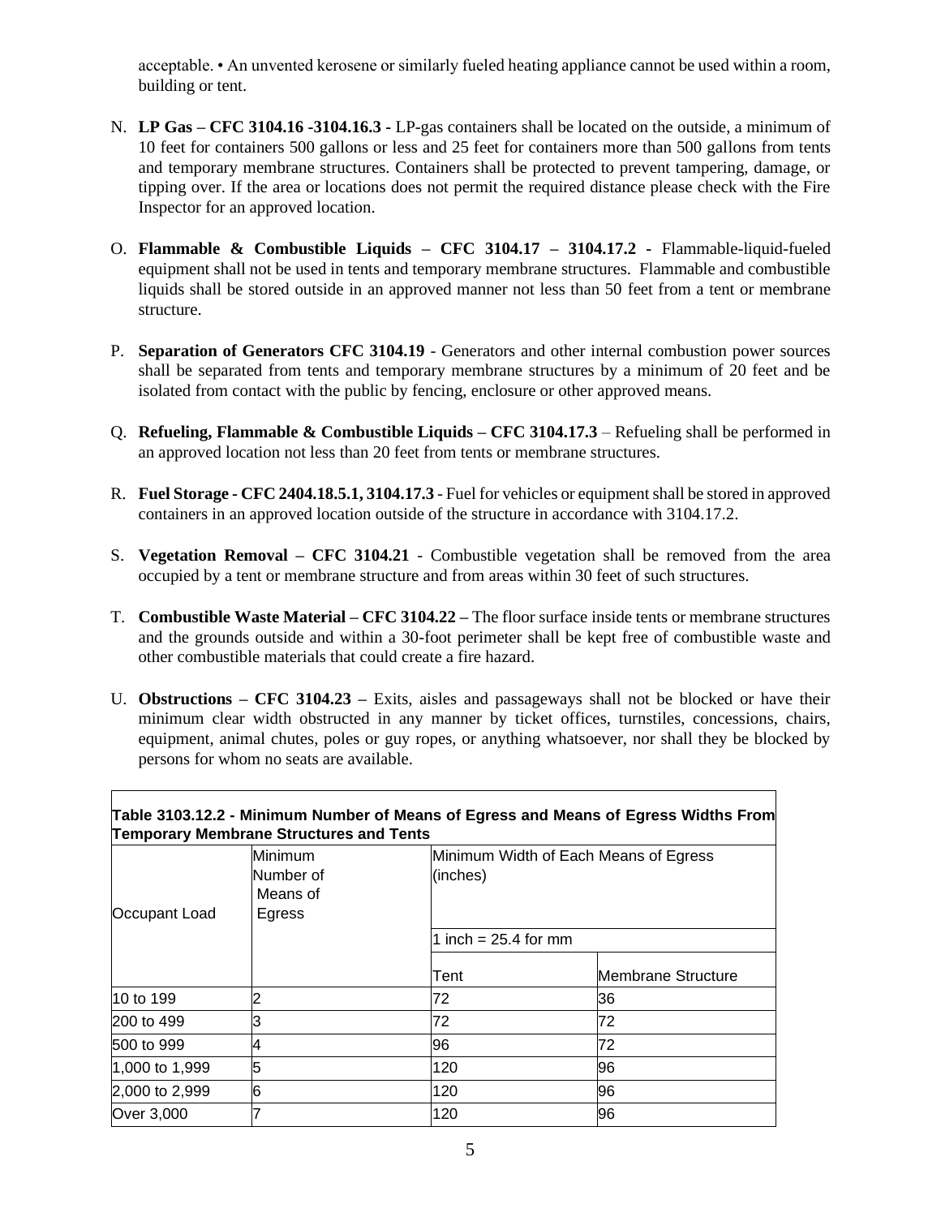acceptable. • An unvented kerosene or similarly fueled heating appliance cannot be used within a room, building or tent.

N. **LP Gas – CFC 3104.16 -3104.16.3 -** LP-gas containers shall be located on the outside, a minimum of 10 feet for containers 500 gallons or less and 25 feet for containers more than 500 gallons from tents and temporary membrane structures. Containers shall be protected to prevent tampering, damage, or tipping over. If the area or locations does not permit the required distance please check with the Fire Inspector for an approved location.

O. **Flammable & Combustible Liquids – CFC 3104.17 – 3104.17.2 -** Flammable-liquid-fueled equipment shall not be used in tents and temporary membrane structures. Flammable and combustible liquids shall be stored outside in an approved manner not less than 50 feet from a tent or membrane structure.

P. **Separation of Generators CFC 3104.19** - Generators and other internal combustion power sources shall be separated from tents and temporary membrane structures by a minimum of 20 feet and be isolated from contact with the public by fencing, enclosure or other approved means.

Q. **Refueling, Flammable & Combustible Liquids – CFC 3104.17.3** – Refueling shall be performed in an approved location not less than 20 feet from tents or membrane structures.

R. **Fuel Storage - CFC 2404.18.5.1, 3104.17.3** - Fuel for vehicles or equipment shall be stored in approved containers in an approved location outside of the structure in accordance with 3104.17.2.

S. **Vegetation Removal – CFC 3104.21** - Combustible vegetation shall be removed from the area occupied by a tent or membrane structure and from areas within 30 feet of such structures.

T. **Combustible Waste Material – CFC 3104.22 –** The floor surface inside tents or membrane structures and the grounds outside and within a 30-foot perimeter shall be kept free of combustible waste and other combustible materials that could create a fire hazard.

U. **Obstructions – CFC 3104.23 –** Exits, aisles and passageways shall not be blocked or have their minimum clear width obstructed in any manner by ticket offices, turnstiles, concessions, chairs, equipment, animal chutes, poles or guy ropes, or anything whatsoever, nor shall they be blocked by persons for whom no seats are available.

**Table 3103.12.2 - Minimum Number of Means of Egress and Means of Egress Widths From Temporary Membrane Structures and Tents**

| Occupant Load | Minimum Number of Means of Egress | Minimum Width of Each Means of Egress (inches) | |
|---|---|---|---|
| | | 1 inch = 25.4 for mm | |
| | | Tent | Membrane Structure |
| 10 to 199 | 2 | 72 | 36 |
| 200 to 499 | 3 | 72 | 72 |
| 500 to 999 | 4 | 96 | 72 |
| 1,000 to 1,999 | 5 | 120 | 96 |
| 2,000 to 2,999 | 6 | 120 | 96 |
| Over 3,000 | 7 | 120 | 96 |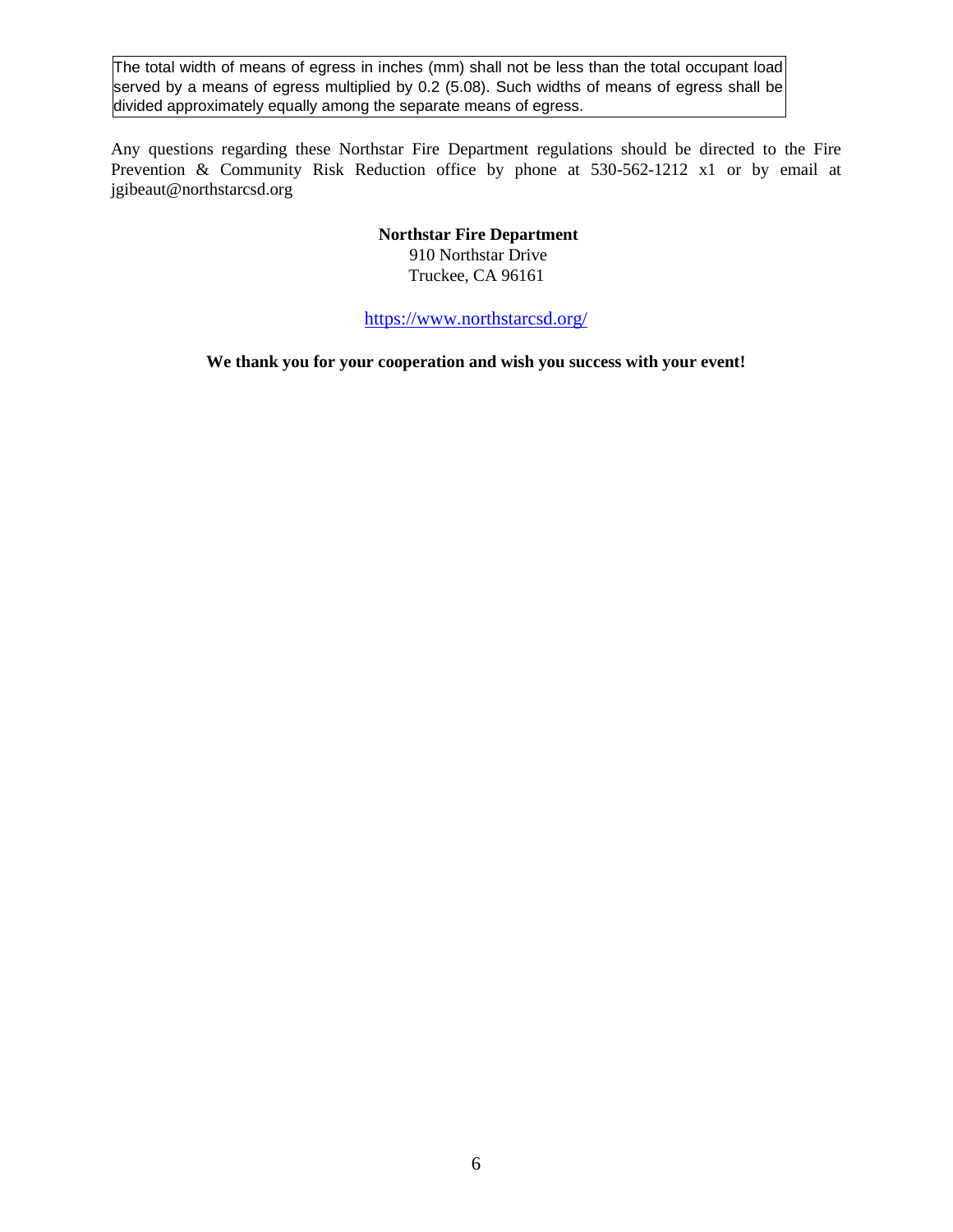The total width of means of egress in inches (mm) shall not be less than the total occupant load served by a means of egress multiplied by 0.2 (5.08). Such widths of means of egress shall be divided approximately equally among the separate means of egress.

Any questions regarding these Northstar Fire Department regulations should be directed to the Fire Prevention & Community Risk Reduction office by phone at 530-562-1212 x1 or by email at jgibeaut@northstarcsd.org

**Northstar Fire Department**
910 Northstar Drive
Truckee, CA 96161

https://www.northstarcsd.org/

**We thank you for your cooperation and wish you success with your event!**